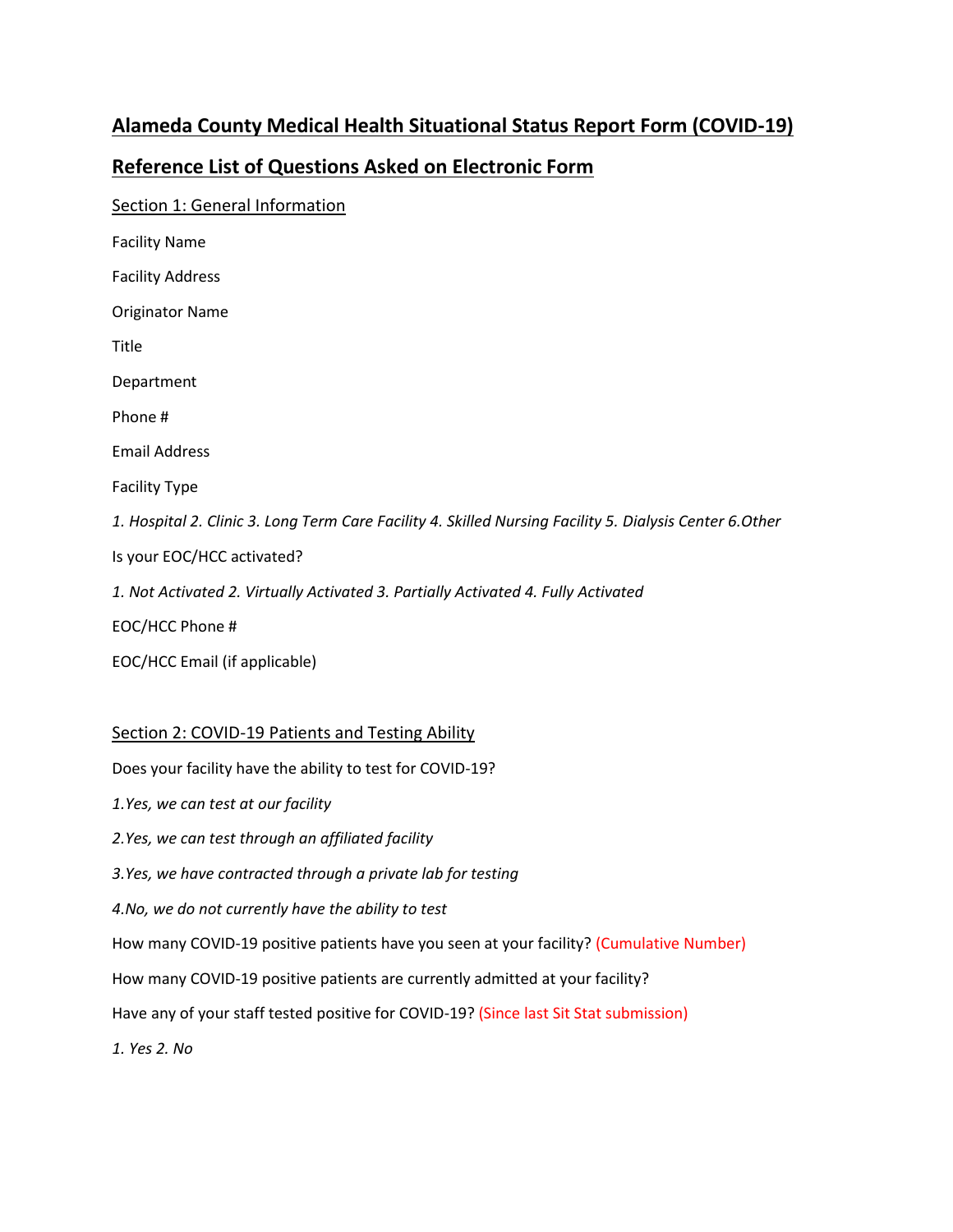# Alameda County Medical Health Situational Status Report Form (COVID-19)

## Reference List of Questions Asked on Electronic Form

### Section 1: General Information

Facility Name

Facility Address

Originator Name

Title

Department

Phone #

Email Address

Facility Type

*1. Hospital 2. Clinic 3. Long Term Care Facility 4. Skilled Nursing Facility 5. Dialysis Center 6.Other*

Is your EOC/HCC activated?

*1. Not Activated 2. Virtually Activated 3. Partially Activated 4. Fully Activated*

EOC/HCC Phone #

EOC/HCC Email (if applicable)

### Section 2: COVID-19 Patients and Testing Ability

Does your facility have the ability to test for COVID-19?

*1.Yes, we can test at our facility*

*2.Yes, we can test through an affiliated facility*

*3.Yes, we have contracted through a private lab for testing*

*4.No, we do not currently have the ability to test*

How many COVID-19 positive patients have you seen at your facility? (Cumulative Number)

How many COVID-19 positive patients are currently admitted at your facility?

Have any of your staff tested positive for COVID-19? (Since last Sit Stat submission)

*1. Yes 2. No*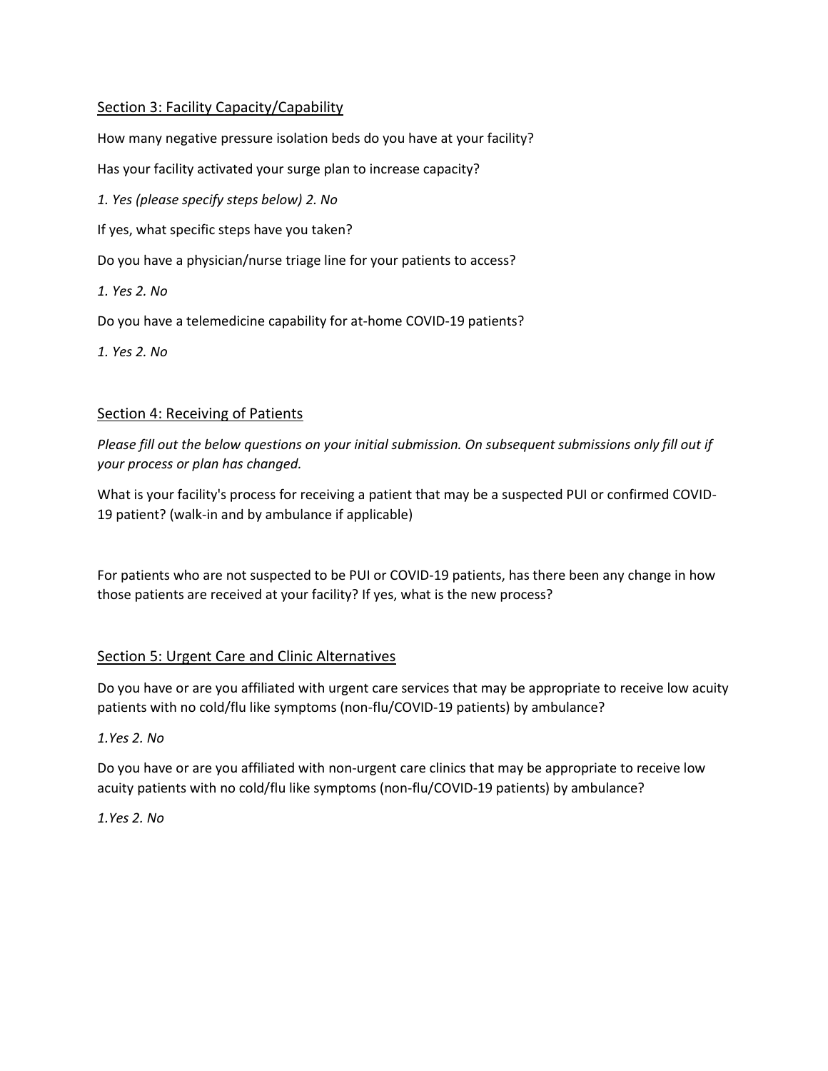## Section 3: Facility Capacity/Capability

How many negative pressure isolation beds do you have at your facility?

Has your facility activated your surge plan to increase capacity?

*1. Yes (please specify steps below) 2. No*

If yes, what specific steps have you taken?

Do you have a physician/nurse triage line for your patients to access?

*1. Yes 2. No*

Do you have a telemedicine capability for at-home COVID-19 patients?

*1. Yes 2. No*

## Section 4: Receiving of Patients

*Please fill out the below questions on your initial submission. On subsequent submissions only fill out if your process or plan has changed.*

What is your facility's process for receiving a patient that may be a suspected PUI or confirmed COVID-19 patient? (walk-in and by ambulance if applicable)

For patients who are not suspected to be PUI or COVID-19 patients, has there been any change in how those patients are received at your facility? If yes, what is the new process?

## Section 5: Urgent Care and Clinic Alternatives

Do you have or are you affiliated with urgent care services that may be appropriate to receive low acuity patients with no cold/flu like symptoms (non-flu/COVID-19 patients) by ambulance?

*1.Yes 2. No*

Do you have or are you affiliated with non-urgent care clinics that may be appropriate to receive low acuity patients with no cold/flu like symptoms (non-flu/COVID-19 patients) by ambulance?

*1.Yes 2. No*